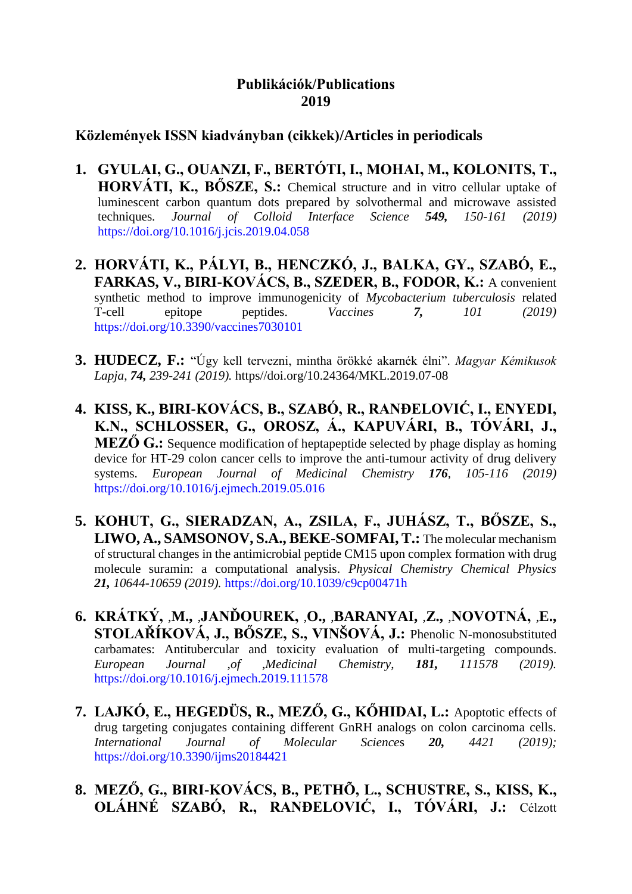# Publikációk/Publications
# 2019

## Közlemények ISSN kiadványban (cikkek)/Articles in periodicals

1. **GYULAI, G., OUANZI, F., BERTÓTI, I., MOHAI, M., KOLONITS, T., HORVÁTI, K., BŐSZE, S.:** Chemical structure and in vitro cellular uptake of luminescent carbon quantum dots prepared by solvothermal and microwave assisted techniques. *Journal of Colloid Interface Science **549,** 150-161 (2019)* https://doi.org/10.1016/j.jcis.2019.04.058

2. **HORVÁTI, K., PÁLYI, B., HENCZKÓ, J., BALKA, GY., SZABÓ, E., FARKAS, V., BIRI-KOVÁCS, B., SZEDER, B., FODOR, K.:** A convenient synthetic method to improve immunogenicity of *Mycobacterium tuberculosis* related T-cell epitope peptides. *Vaccines **7,** 101 (2019)* https://doi.org/10.3390/vaccines7030101

3. **HUDECZ, F.:** "Úgy kell tervezni, mintha örökké akarnék élni". *Magyar Kémikusok Lapja, **74,** 239-241 (2019).* https//doi.org/10.24364/MKL.2019.07-08

4. **KISS, K., BIRI-KOVÁCS, B., SZABÓ, R., RANĐELOVIĆ, I., ENYEDI, K.N., SCHLOSSER, G., OROSZ, Á., KAPUVÁRI, B., TÓVÁRI, J., MEZŐ G.:** Sequence modification of heptapeptide selected by phage display as homing device for HT-29 colon cancer cells to improve the anti-tumour activity of drug delivery systems. *European Journal of Medicinal Chemistry **176**, 105-116 (2019)* https://doi.org/10.1016/j.ejmech.2019.05.016

5. **KOHUT, G., SIERADZAN, A., ZSILA, F., JUHÁSZ, T., BŐSZE, S., LIWO, A., SAMSONOV, S.A., BEKE-SOMFAI, T.:** The molecular mechanism of structural changes in the antimicrobial peptide CM15 upon complex formation with drug molecule suramin: a computational analysis. *Physical Chemistry Chemical Physics **21,** 10644-10659 (2019).* https://doi.org/10.1039/c9cp00471h

6. **KRÁTKÝ, ,M., ,JANĎOUREK, ,O., ,BARANYAI, ,Z., ,NOVOTNÁ, ,E., STOLAŘÍKOVÁ, J., BŐSZE, S., VINŠOVÁ, J.:** Phenolic N-monosubstituted carbamates: Antitubercular and toxicity evaluation of multi-targeting compounds. *European Journal ,of ,Medicinal Chemistry*, ***181,*** *111578 (2019).* https://doi.org/10.1016/j.ejmech.2019.111578

7. **LAJKÓ, E., HEGEDÜS, R., MEZŐ, G., KŐHIDAI, L.:** Apoptotic effects of drug targeting conjugates containing different GnRH analogs on colon carcinoma cells. *International Journal of Molecular Sciences **20,** 4421 (2019);* https://doi.org/10.3390/ijms20184421

8. **MEZŐ, G., BIRI-KOVÁCS, B., PETHÕ, L., SCHUSTRE, S., KISS, K., OLÁHNÉ SZABÓ, R., RANĐELOVIĆ, I., TÓVÁRI, J.:** Célzott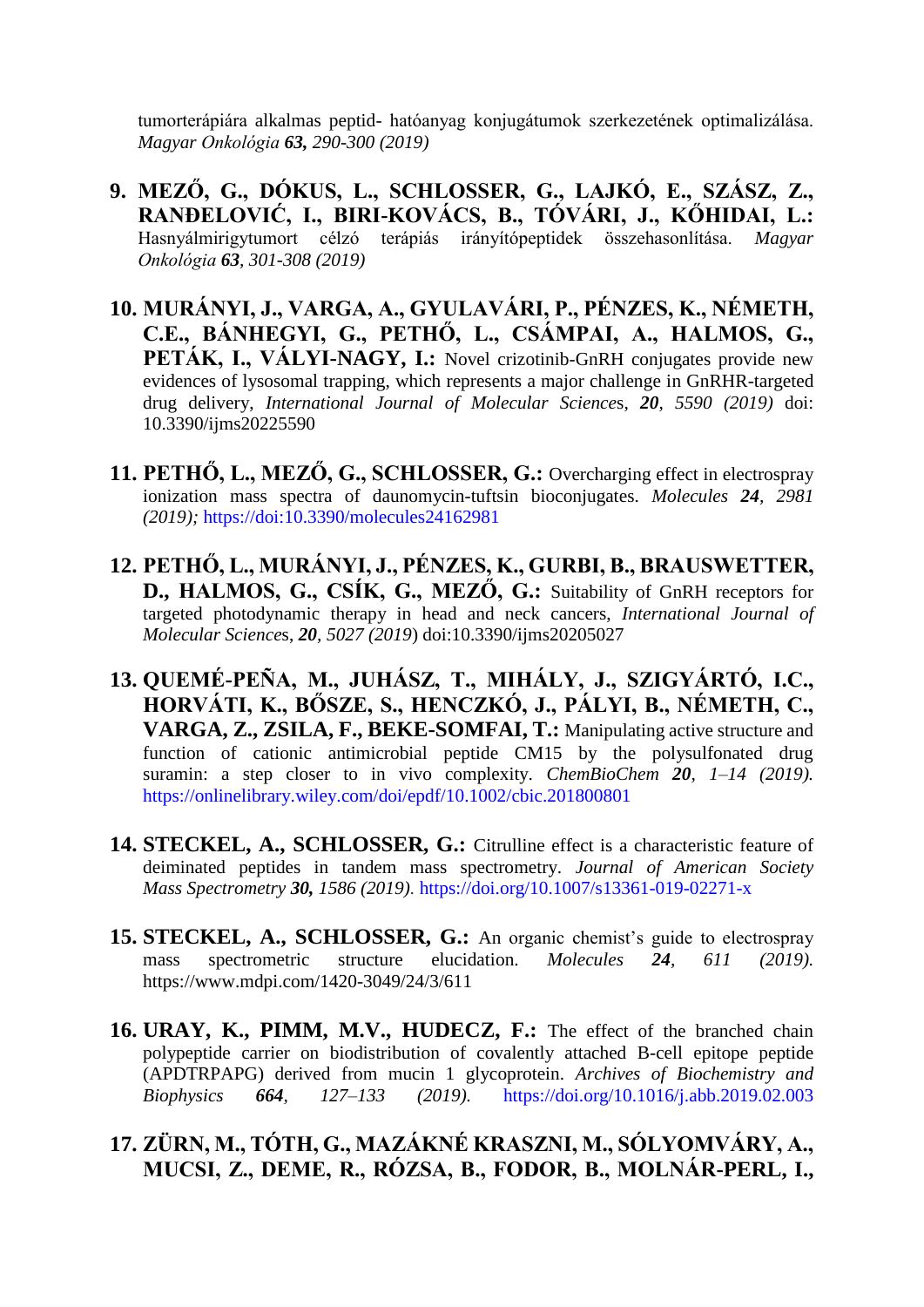tumorterápiára alkalmas peptid- hatóanyag konjugátumok szerkezetének optimalizálása. *Magyar Onkológia* ***63,*** *290-300 (2019)*

9. **MEZŐ, G., DÓKUS, L., SCHLOSSER, G., LAJKÓ, E., SZÁSZ, Z., RANĐELOVIĆ, I., BIRI-KOVÁCS, B., TÓVÁRI, J., KŐHIDAI, L.:** Hasnyálmirigytumort célzó terápiás irányítópeptidek összehasonlítása. *Magyar Onkológia* ***63****, 301-308 (2019)*

10. **MURÁNYI, J., VARGA, A., GYULAVÁRI, P., PÉNZES, K., NÉMETH, C.E., BÁNHEGYI, G., PETHŐ, L., CSÁMPAI, A., HALMOS, G., PETÁK, I., VÁLYI-NAGY, I.:** Novel crizotinib-GnRH conjugates provide new evidences of lysosomal trapping, which represents a major challenge in GnRHR-targeted drug delivery, *International Journal of Molecular Sciences*, ***20****, 5590 (2019)* doi: 10.3390/ijms20225590

11. **PETHŐ, L., MEZŐ, G., SCHLOSSER, G.:** Overcharging effect in electrospray ionization mass spectra of daunomycin-tuftsin bioconjugates. *Molecules* ***24****, 2981 (2019);* https://doi:10.3390/molecules24162981

12. **PETHŐ, L., MURÁNYI, J., PÉNZES, K., GURBI, B., BRAUSWETTER, D., HALMOS, G., CSÍK, G., MEZŐ, G.:** Suitability of GnRH receptors for targeted photodynamic therapy in head and neck cancers, *International Journal of Molecular Sciences*, ***20****, 5027 (2019*) doi:10.3390/ijms20205027

13. **QUEMÉ-PEÑA, M., JUHÁSZ, T., MIHÁLY, J., SZIGYÁRTÓ, I.C., HORVÁTI, K., BŐSZE, S., HENCZKÓ, J., PÁLYI, B., NÉMETH, C., VARGA, Z., ZSILA, F., BEKE-SOMFAI, T.:** Manipulating active structure and function of cationic antimicrobial peptide CM15 by the polysulfonated drug suramin: a step closer to in vivo complexity. *ChemBioChem* ***20****, 1–14 (2019).* https://onlinelibrary.wiley.com/doi/epdf/10.1002/cbic.201800801

14. **STECKEL, A., SCHLOSSER, G.:** Citrulline effect is a characteristic feature of deiminated peptides in tandem mass spectrometry. *Journal of American Society Mass Spectrometry* ***30,*** *1586 (2019).* https://doi.org/10.1007/s13361-019-02271-x

15. **STECKEL, A., SCHLOSSER, G.:** An organic chemist's guide to electrospray mass spectrometric structure elucidation. *Molecules* ***24****, 611 (2019).* https://www.mdpi.com/1420-3049/24/3/611

16. **URAY, K., PIMM, M.V., HUDECZ, F.:** The effect of the branched chain polypeptide carrier on biodistribution of covalently attached B-cell epitope peptide (APDTRPAPG) derived from mucin 1 glycoprotein. *Archives of Biochemistry and Biophysics* ***664****, 127–133 (2019).* https://doi.org/10.1016/j.abb.2019.02.003

17. **ZÜRN, M., TÓTH, G., MAZÁKNÉ KRASZNI, M., SÓLYOMVÁRY, A., MUCSI, Z., DEME, R., RÓZSA, B., FODOR, B., MOLNÁR-PERL, I.,**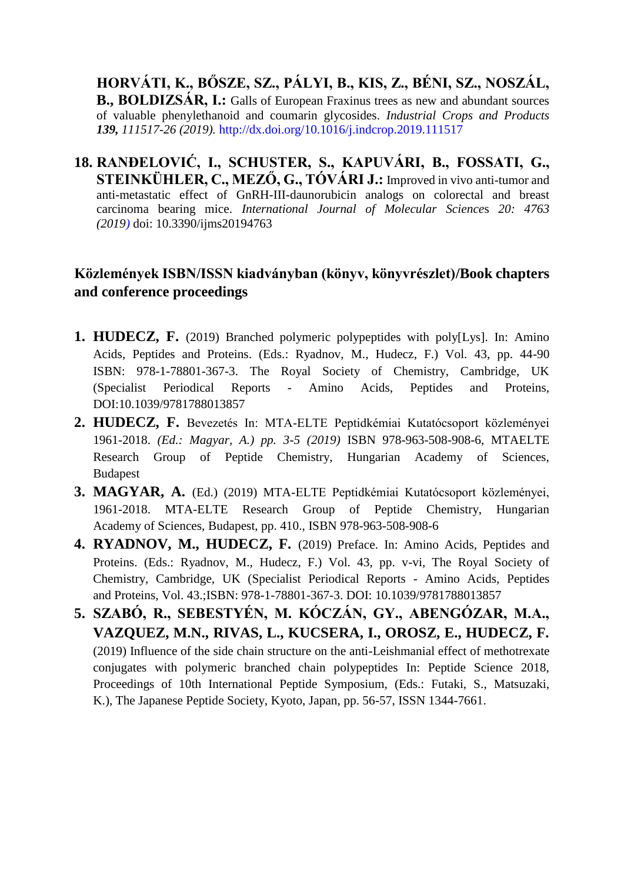**HORVÁTI, K., BŐSZE, SZ., PÁLYI, B., KIS, Z., BÉNI, SZ., NOSZÁL, B., BOLDIZSÁR, I.:** Galls of European Fraxinus trees as new and abundant sources of valuable phenylethanoid and coumarin glycosides. *Industrial Crops and Products* ***139****, 111517-26 (2019).* http://dx.doi.org/10.1016/j.indcrop.2019.111517

18. **RANĐELOVIĆ, I., SCHUSTER, S., KAPUVÁRI, B., FOSSATI, G., STEINKÜHLER, C., MEZŐ, G., TÓVÁRI J.:** Improved in vivo anti-tumor and anti-metastatic effect of GnRH-III-daunorubicin analogs on colorectal and breast carcinoma bearing mice. *International Journal of Molecular Sciences 20: 4763 (2019)* doi: 10.3390/ijms20194763

## Közlemények ISBN/ISSN kiadványban (könyv, könyvrészlet)/Book chapters and conference proceedings

1. **HUDECZ, F.** (2019) Branched polymeric polypeptides with poly[Lys]. In: Amino Acids, Peptides and Proteins. (Eds.: Ryadnov, M., Hudecz, F.) Vol. 43, pp. 44-90 ISBN: 978-1-78801-367-3. The Royal Society of Chemistry, Cambridge, UK (Specialist Periodical Reports - Amino Acids, Peptides and Proteins, DOI:10.1039/9781788013857
2. **HUDECZ, F.** Bevezetés In: MTA-ELTE Peptidkémiai Kutatócsoport közleményei 1961-2018. *(Ed.: Magyar, A.) pp. 3-5 (2019)* ISBN 978-963-508-908-6, MTAELTE Research Group of Peptide Chemistry, Hungarian Academy of Sciences, Budapest
3. **MAGYAR, A.** (Ed.) (2019) MTA-ELTE Peptidkémiai Kutatócsoport közleményei, 1961-2018. MTA-ELTE Research Group of Peptide Chemistry, Hungarian Academy of Sciences, Budapest, pp. 410., ISBN 978-963-508-908-6
4. **RYADNOV, M., HUDECZ, F.** (2019) Preface. In: Amino Acids, Peptides and Proteins. (Eds.: Ryadnov, M., Hudecz, F.) Vol. 43, pp. v-vi, The Royal Society of Chemistry, Cambridge, UK (Specialist Periodical Reports - Amino Acids, Peptides and Proteins, Vol. 43.;ISBN: 978-1-78801-367-3. DOI: 10.1039/9781788013857
5. **SZABÓ, R., SEBESTYÉN, M. KÓCZÁN, GY., ABENGÓZAR, M.A., VAZQUEZ, M.N., RIVAS, L., KUCSERA, I., OROSZ, E., HUDECZ, F.** (2019) Influence of the side chain structure on the anti-Leishmanial effect of methotrexate conjugates with polymeric branched chain polypeptides In: Peptide Science 2018, Proceedings of 10th International Peptide Symposium, (Eds.: Futaki, S., Matsuzaki, K.), The Japanese Peptide Society, Kyoto, Japan, pp. 56-57, ISSN 1344-7661.